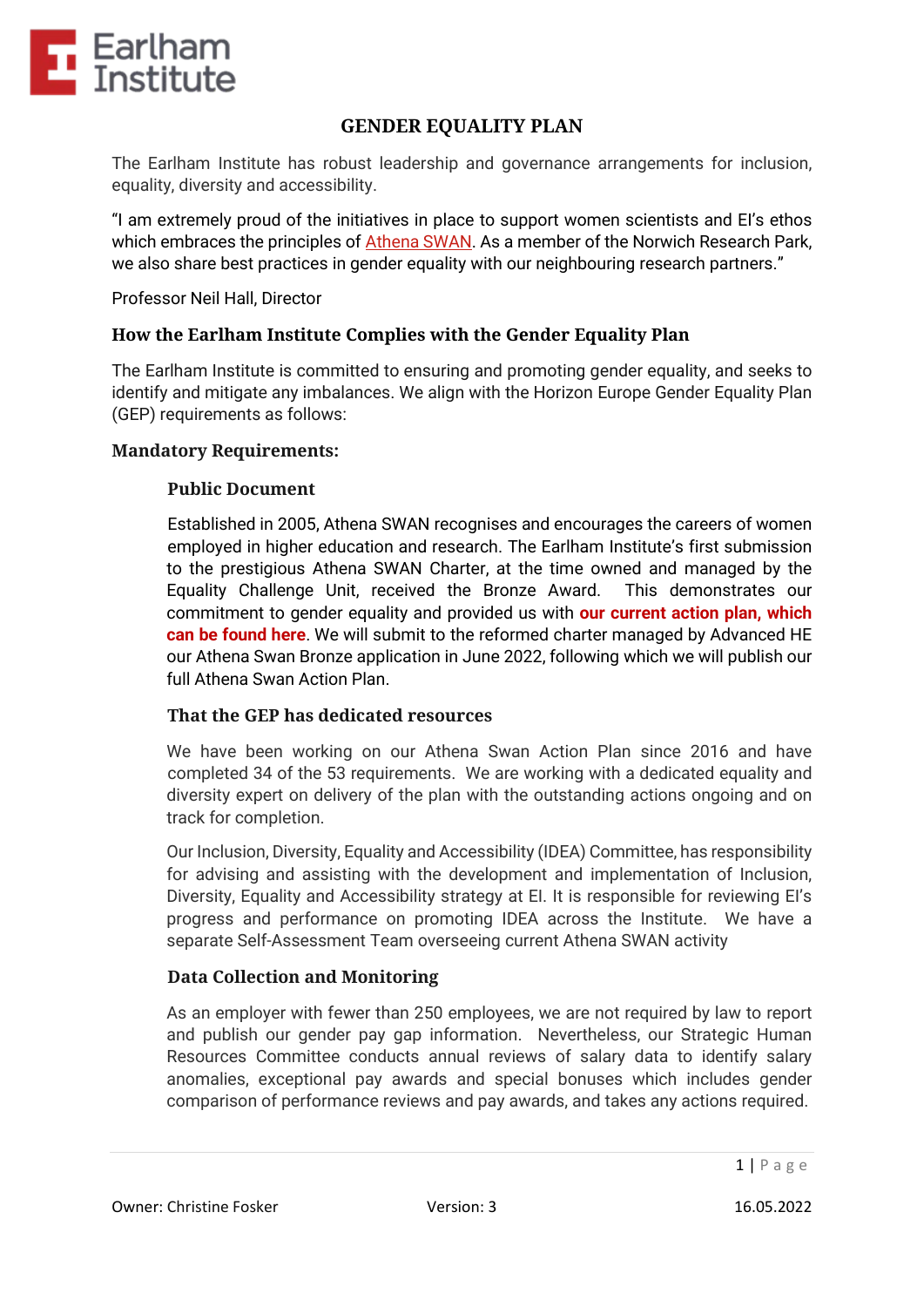# GENDER EQUALITY PLAN

The Earlham Institute has robust leadership and governance arrangements for inclusion, equality, diversity and accessibility.

"I am extremely proud of the initiatives in place to support women scientists and EI's ethos which embraces the principles of Athena SWAN. As a member of the Norwich Research Park, we also share best practices in gender equality with our neighbouring research partners."

Professor Neil Hall, Director

## How the Earlham Institute Complies with the Gender Equality Plan

The Earlham Institute is committed to ensuring and promoting gender equality, and seeks to identify and mitigate any imbalances. We align with the Horizon Europe Gender Equality Plan (GEP) requirements as follows:

## Mandatory Requirements:

### Public Document

Established in 2005, Athena SWAN recognises and encourages the careers of women employed in higher education and research. The Earlham Institute's first submission to the prestigious Athena SWAN Charter, at the time owned and managed by the Equality Challenge Unit, received the Bronze Award. This demonstrates our commitment to gender equality and provided us with **our current action plan, which can be found here**. We will submit to the reformed charter managed by Advanced HE our Athena Swan Bronze application in June 2022, following which we will publish our full Athena Swan Action Plan.

### That the GEP has dedicated resources

We have been working on our Athena Swan Action Plan since 2016 and have completed 34 of the 53 requirements. We are working with a dedicated equality and diversity expert on delivery of the plan with the outstanding actions ongoing and on track for completion.

Our Inclusion, Diversity, Equality and Accessibility (IDEA) Committee, has responsibility for advising and assisting with the development and implementation of Inclusion, Diversity, Equality and Accessibility strategy at EI. It is responsible for reviewing EI's progress and performance on promoting IDEA across the Institute. We have a separate Self-Assessment Team overseeing current Athena SWAN activity

### Data Collection and Monitoring

As an employer with fewer than 250 employees, we are not required by law to report and publish our gender pay gap information. Nevertheless, our Strategic Human Resources Committee conducts annual reviews of salary data to identify salary anomalies, exceptional pay awards and special bonuses which includes gender comparison of performance reviews and pay awards, and takes any actions required.

Owner: Christine Fosker | Version: 3 | 16.05.2022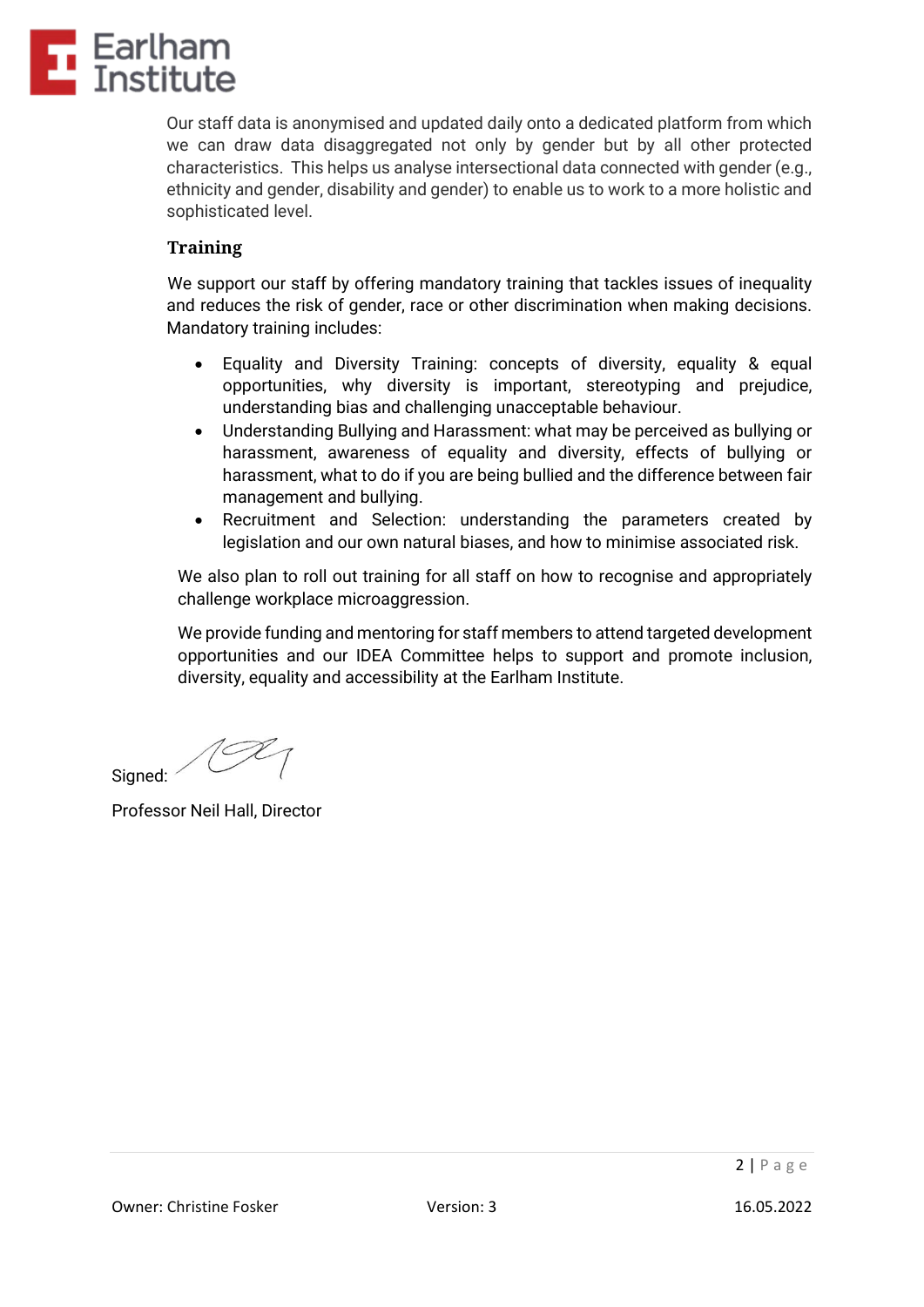Our staff data is anonymised and updated daily onto a dedicated platform from which we can draw data disaggregated not only by gender but by all other protected characteristics. This helps us analyse intersectional data connected with gender (e.g., ethnicity and gender, disability and gender) to enable us to work to a more holistic and sophisticated level.

## Training

We support our staff by offering mandatory training that tackles issues of inequality and reduces the risk of gender, race or other discrimination when making decisions. Mandatory training includes:

- Equality and Diversity Training: concepts of diversity, equality & equal opportunities, why diversity is important, stereotyping and prejudice, understanding bias and challenging unacceptable behaviour.
- Understanding Bullying and Harassment: what may be perceived as bullying or harassment, awareness of equality and diversity, effects of bullying or harassment, what to do if you are being bullied and the difference between fair management and bullying.
- Recruitment and Selection: understanding the parameters created by legislation and our own natural biases, and how to minimise associated risk.

We also plan to roll out training for all staff on how to recognise and appropriately challenge workplace microaggression.

We provide funding and mentoring for staff members to attend targeted development opportunities and our IDEA Committee helps to support and promote inclusion, diversity, equality and accessibility at the Earlham Institute.

Signed:

Professor Neil Hall, Director

Owner: Christine Fosker | Version: 3 | 16.05.2022